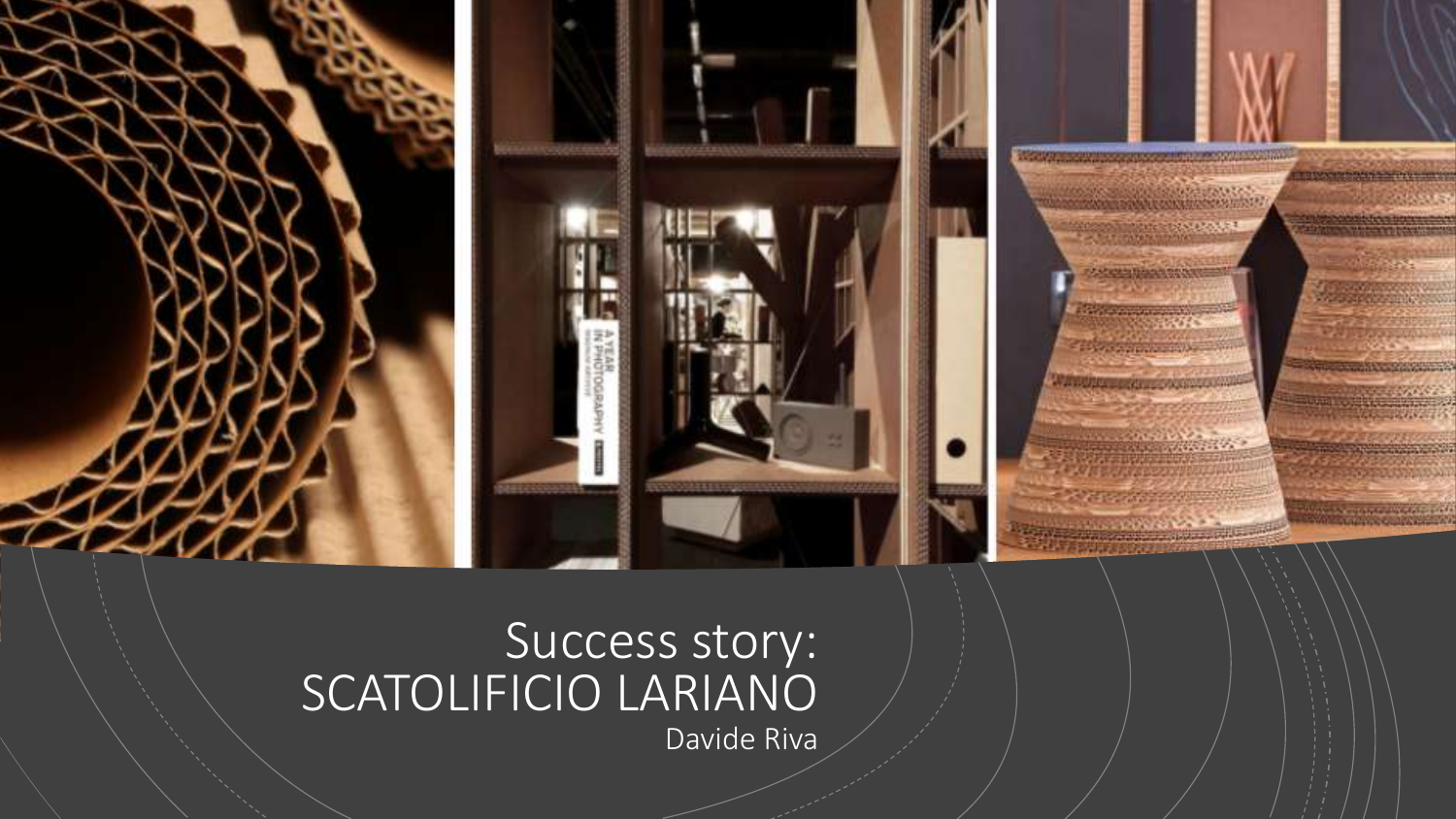# Success story: SCATOLIFICIO LARIANO

Davide Riva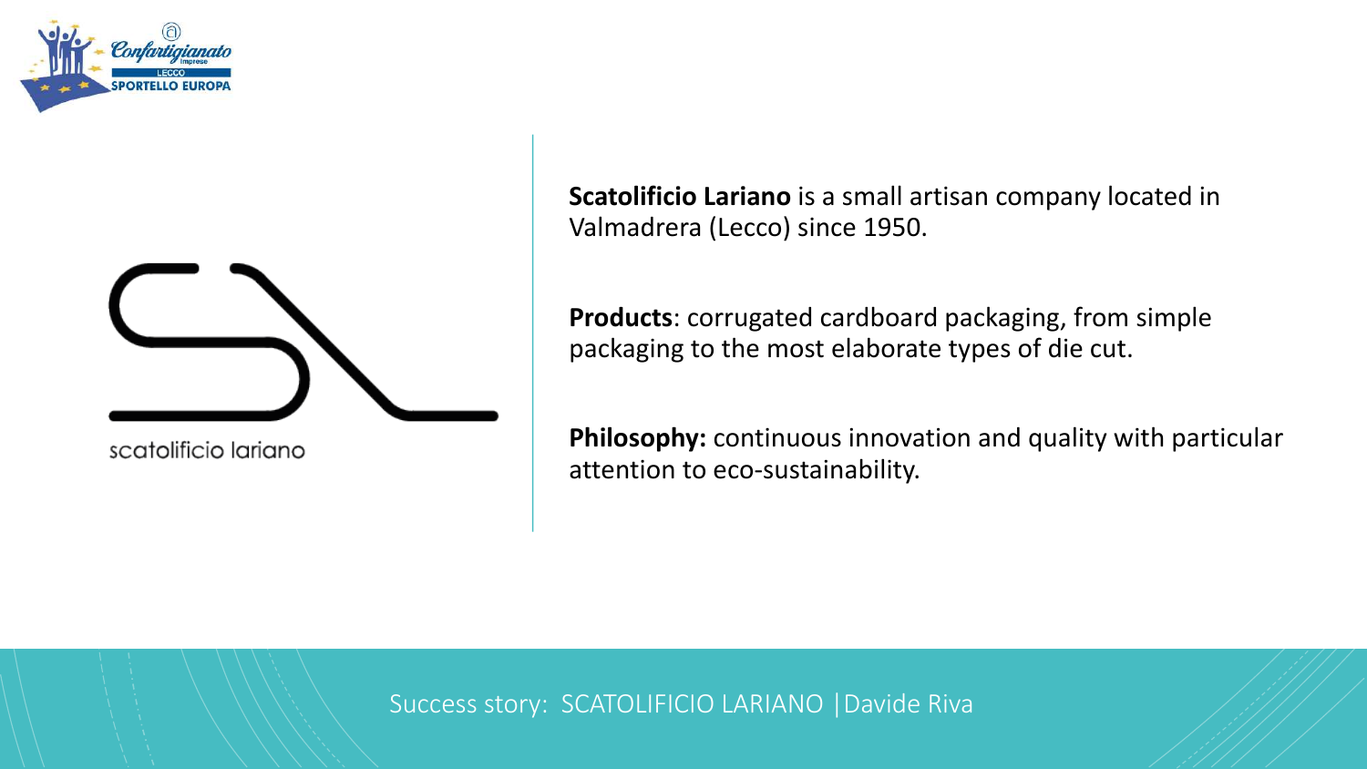scatolificio lariano

**Scatolificio Lariano** is a small artisan company located in Valmadrera (Lecco) since 1950.

**Products**: corrugated cardboard packaging, from simple packaging to the most elaborate types of die cut.

**Philosophy:** continuous innovation and quality with particular attention to eco-sustainability.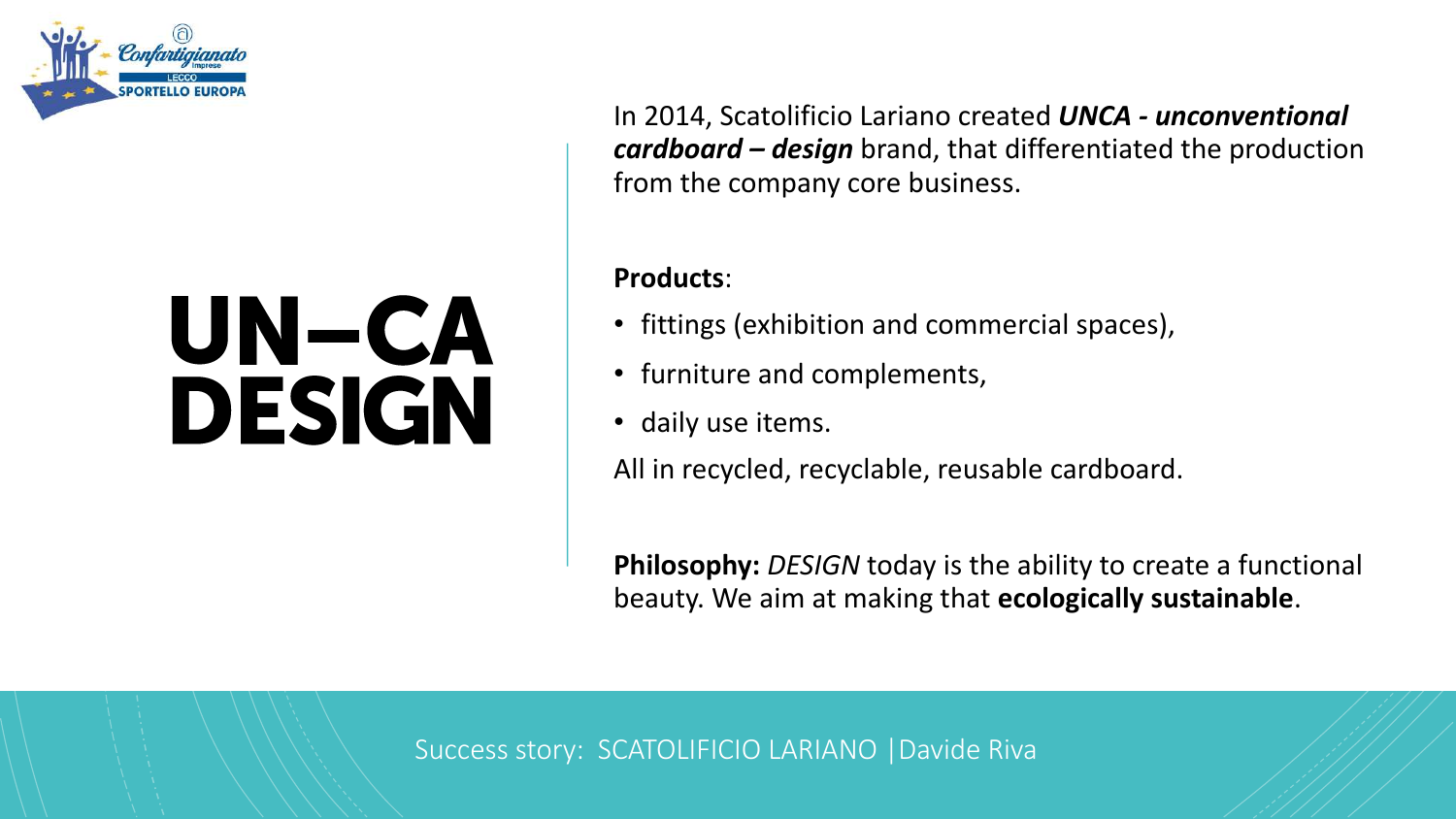# UN–CA DESIGN

In 2014, Scatolificio Lariano created ***UNCA - unconventional cardboard – design*** brand, that differentiated the production from the company core business.

**Products**:

- fittings (exhibition and commercial spaces),
- furniture and complements,
- daily use items.

All in recycled, recyclable, reusable cardboard.

**Philosophy:** *DESIGN* today is the ability to create a functional beauty. We aim at making that **ecologically sustainable**.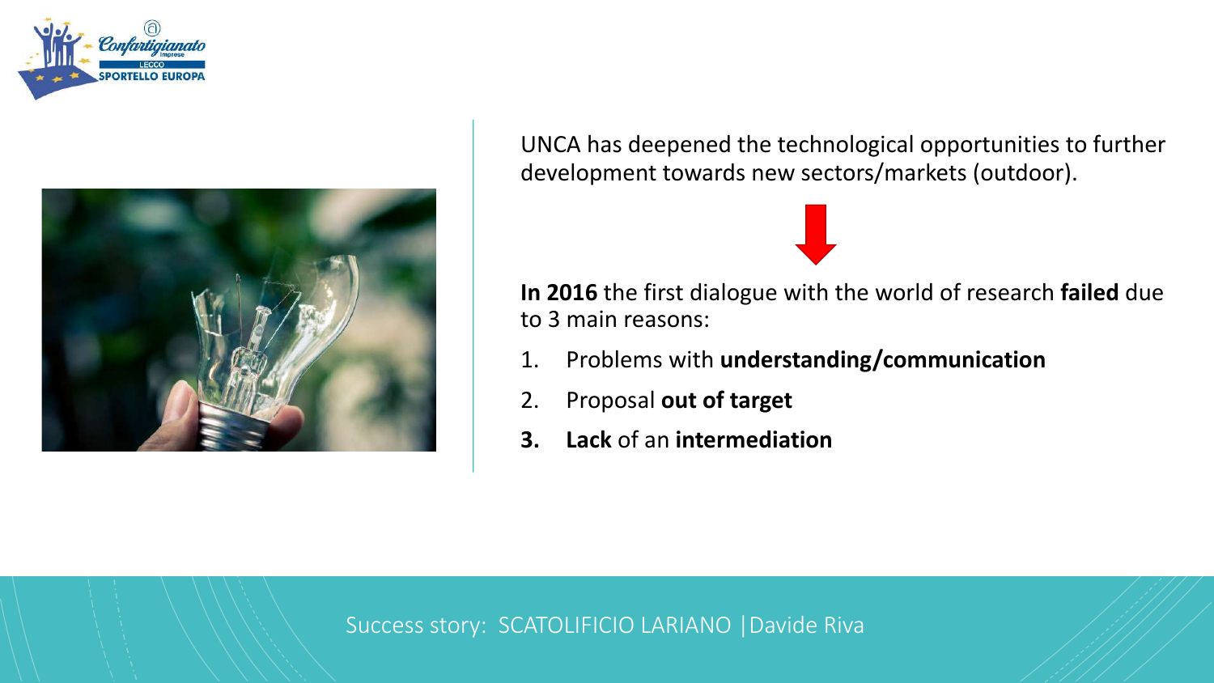UNCA has deepened the technological opportunities to further development towards new sectors/markets (outdoor).

**In 2016** the first dialogue with the world of research **failed** due to 3 main reasons:

1. Problems with **understanding/communication**
2. Proposal **out of target**
3. **Lack** of an **intermediation**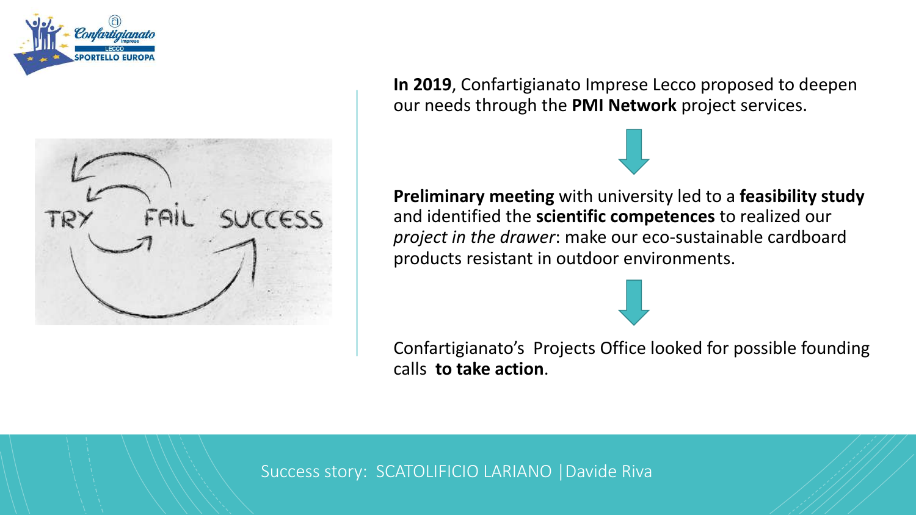**In 2019**, Confartigianato Imprese Lecco proposed to deepen our needs through the **PMI Network** project services.

**Preliminary meeting** with university led to a **feasibility study** and identified the **scientific competences** to realized our *project in the drawer*: make our eco-sustainable cardboard products resistant in outdoor environments.

Confartigianato's Projects Office looked for possible founding calls **to take action**.

Success story: SCATOLIFICIO LARIANO | Davide Riva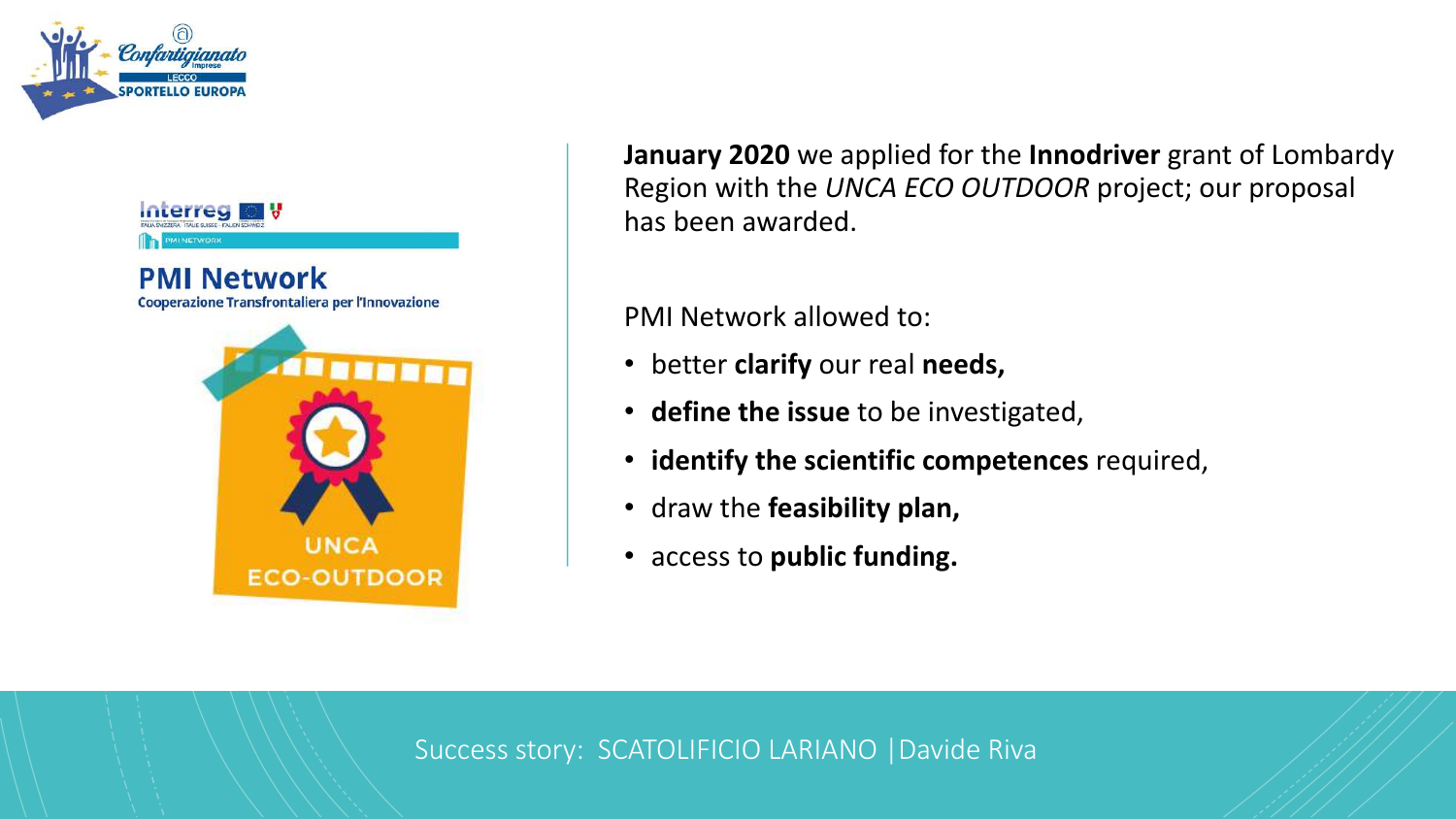**PMI Network**

Cooperazione Transfrontaliera per l'Innovazione

UNCA ECO-OUTDOOR

**January 2020** we applied for the **Innodriver** grant of Lombardy Region with the *UNCA ECO OUTDOOR* project; our proposal has been awarded.

PMI Network allowed to:

- better **clarify** our real **needs,**
- **define the issue** to be investigated,
- **identify the scientific competences** required,
- draw the **feasibility plan,**
- access to **public funding.**

Success story: SCATOLIFICIO LARIANO | Davide Riva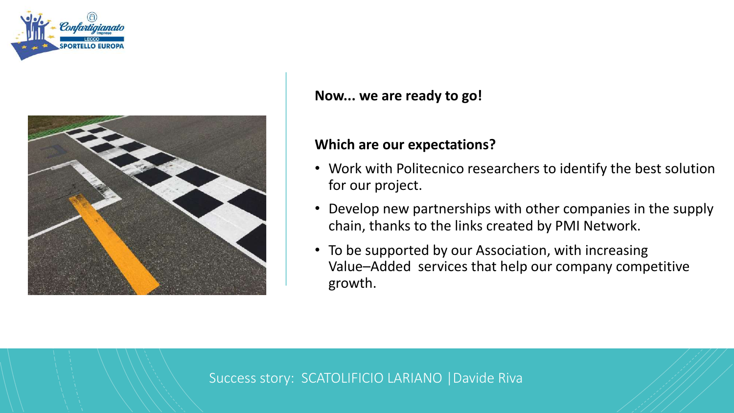**Now... we are ready to go!**

**Which are our expectations?**

- Work with Politecnico researchers to identify the best solution for our project.
- Develop new partnerships with other companies in the supply chain, thanks to the links created by PMI Network.
- To be supported by our Association, with increasing Value–Added services that help our company competitive growth.

Success story: SCATOLIFICIO LARIANO |Davide Riva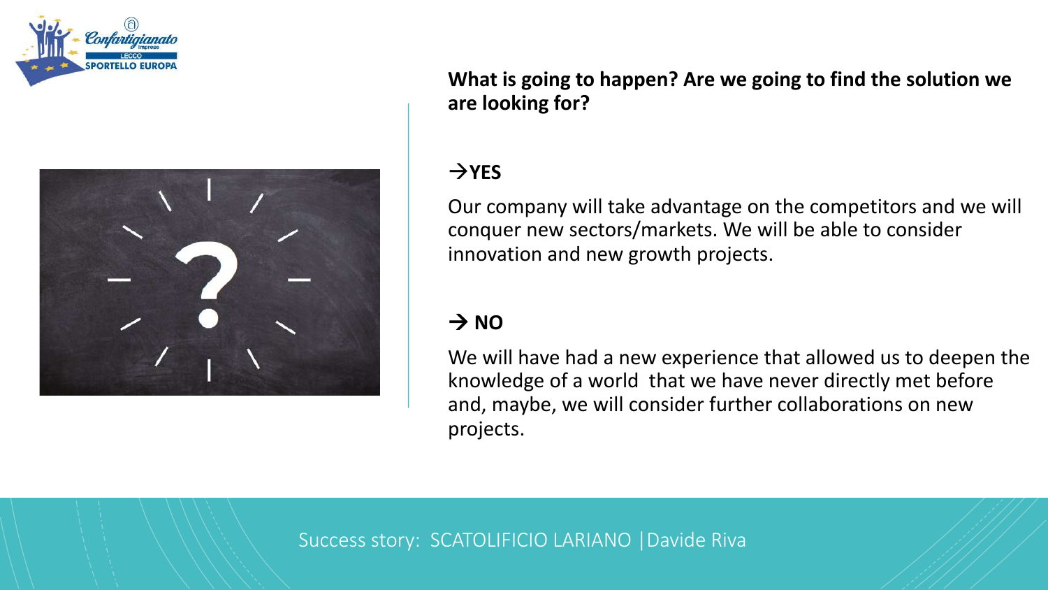**What is going to happen? Are we going to find the solution we are looking for?**

**→YES**

Our company will take advantage on the competitors and we will conquer new sectors/markets. We will be able to consider innovation and new growth projects.

**→ NO**

We will have had a new experience that allowed us to deepen the knowledge of a world that we have never directly met before and, maybe, we will consider further collaborations on new projects.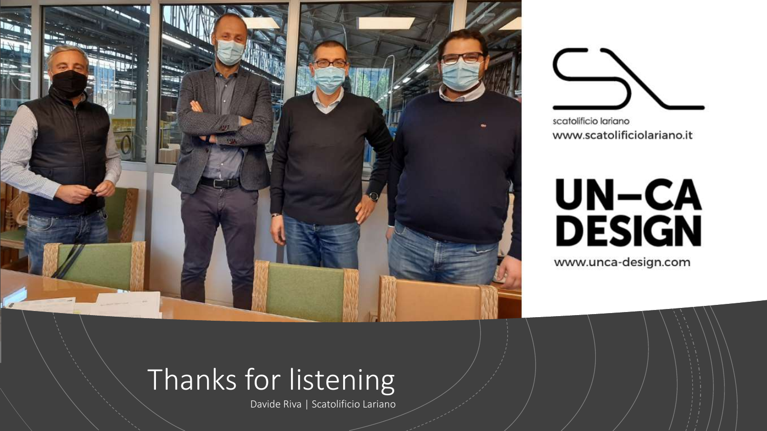scatolificio lariano
www.scatolificiolariano.it

UN–CA DESIGN
www.unca-design.com

# Thanks for listening

Davide Riva | Scatolificio Lariano